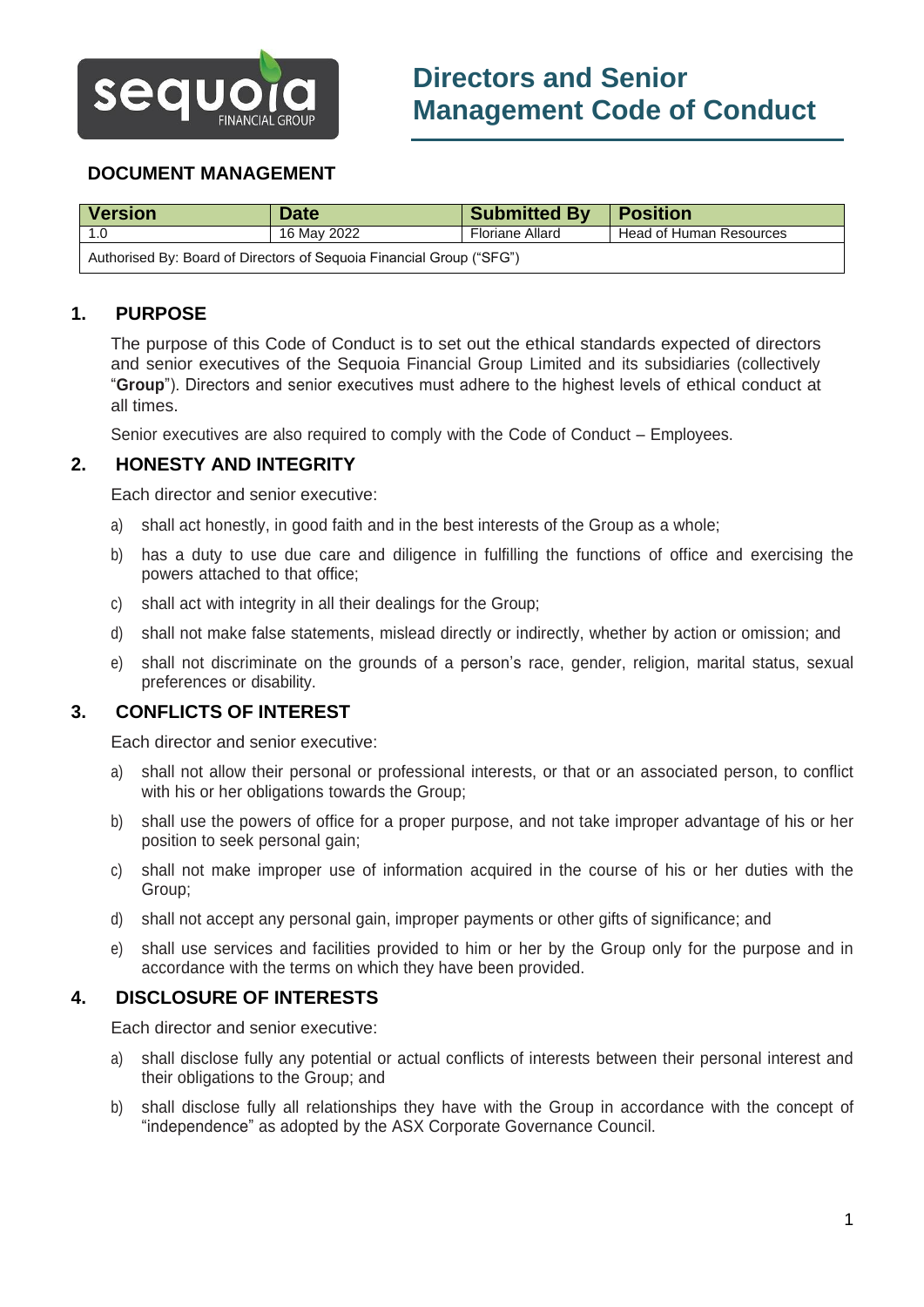# Directors and Senior Management Code of Conduct

## DOCUMENT MANAGEMENT

| Version | Date | Submitted By | Position |
|---|---|---|---|
| 1.0 | 16 May 2022 | Floriane Allard | Head of Human Resources |
| Authorised By: Board of Directors of Sequoia Financial Group ("SFG") | | | |

## 1. PURPOSE

The purpose of this Code of Conduct is to set out the ethical standards expected of directors and senior executives of the Sequoia Financial Group Limited and its subsidiaries (collectively "**Group**"). Directors and senior executives must adhere to the highest levels of ethical conduct at all times.

Senior executives are also required to comply with the Code of Conduct – Employees.

## 2. HONESTY AND INTEGRITY

Each director and senior executive:

a) shall act honestly, in good faith and in the best interests of the Group as a whole;

b) has a duty to use due care and diligence in fulfilling the functions of office and exercising the powers attached to that office;

c) shall act with integrity in all their dealings for the Group;

d) shall not make false statements, mislead directly or indirectly, whether by action or omission; and

e) shall not discriminate on the grounds of a person's race, gender, religion, marital status, sexual preferences or disability.

## 3. CONFLICTS OF INTEREST

Each director and senior executive:

a) shall not allow their personal or professional interests, or that or an associated person, to conflict with his or her obligations towards the Group;

b) shall use the powers of office for a proper purpose, and not take improper advantage of his or her position to seek personal gain;

c) shall not make improper use of information acquired in the course of his or her duties with the Group;

d) shall not accept any personal gain, improper payments or other gifts of significance; and

e) shall use services and facilities provided to him or her by the Group only for the purpose and in accordance with the terms on which they have been provided.

## 4. DISCLOSURE OF INTERESTS

Each director and senior executive:

a) shall disclose fully any potential or actual conflicts of interests between their personal interest and their obligations to the Group; and

b) shall disclose fully all relationships they have with the Group in accordance with the concept of "independence" as adopted by the ASX Corporate Governance Council.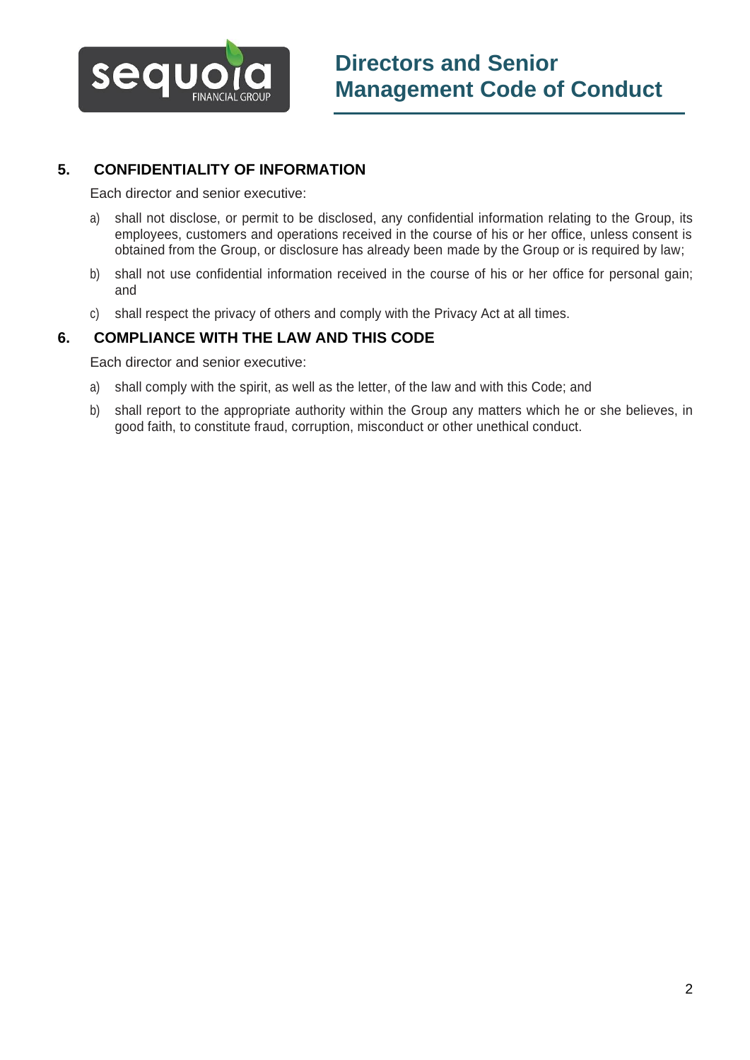## 5. CONFIDENTIALITY OF INFORMATION

Each director and senior executive:

a) shall not disclose, or permit to be disclosed, any confidential information relating to the Group, its employees, customers and operations received in the course of his or her office, unless consent is obtained from the Group, or disclosure has already been made by the Group or is required by law;

b) shall not use confidential information received in the course of his or her office for personal gain; and

c) shall respect the privacy of others and comply with the Privacy Act at all times.

## 6. COMPLIANCE WITH THE LAW AND THIS CODE

Each director and senior executive:

a) shall comply with the spirit, as well as the letter, of the law and with this Code; and

b) shall report to the appropriate authority within the Group any matters which he or she believes, in good faith, to constitute fraud, corruption, misconduct or other unethical conduct.